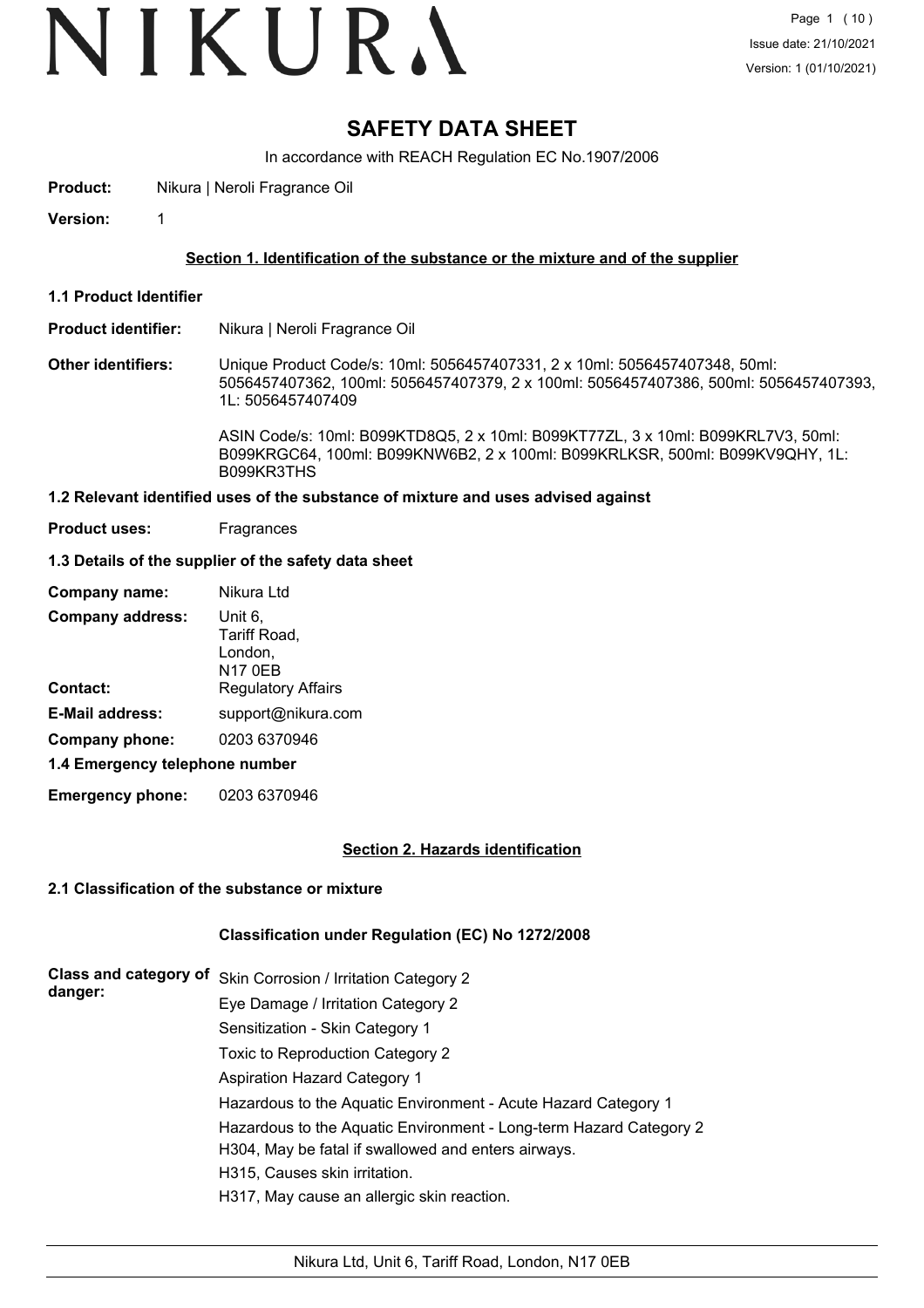# SAFETY DATA SHEET

In accordance with REACH Regulation EC No.1907/2006

**Product:** Nikura | Neroli Fragrance Oil

**Version:** 1

## Section 1. Identification of the substance or the mixture and of the supplier

### 1.1 Product Identifier

**Product identifier:** Nikura | Neroli Fragrance Oil

**Other identifiers:** Unique Product Code/s: 10ml: 5056457407331, 2 x 10ml: 5056457407348, 50ml: 5056457407362, 100ml: 5056457407379, 2 x 100ml: 5056457407386, 500ml: 5056457407393, 1L: 5056457407409

ASIN Code/s: 10ml: B099KTD8Q5, 2 x 10ml: B099KT77ZL, 3 x 10ml: B099KRL7V3, 50ml: B099KRGC64, 100ml: B099KNW6B2, 2 x 100ml: B099KRLKSR, 500ml: B099KV9QHY, 1L: B099KR3THS

### 1.2 Relevant identified uses of the substance of mixture and uses advised against

**Product uses:** Fragrances

### 1.3 Details of the supplier of the safety data sheet

**Company name:** Nikura Ltd

**Company address:** Unit 6, Tariff Road, London, N17 0EB

**Contact:** Regulatory Affairs

**E-Mail address:** support@nikura.com

**Company phone:** 0203 6370946

### 1.4 Emergency telephone number

**Emergency phone:** 0203 6370946

## Section 2. Hazards identification

### 2.1 Classification of the substance or mixture

**Classification under Regulation (EC) No 1272/2008**

**Class and category of danger:**

Skin Corrosion / Irritation Category 2
Eye Damage / Irritation Category 2
Sensitization - Skin Category 1
Toxic to Reproduction Category 2
Aspiration Hazard Category 1
Hazardous to the Aquatic Environment - Acute Hazard Category 1
Hazardous to the Aquatic Environment - Long-term Hazard Category 2
H304, May be fatal if swallowed and enters airways.
H315, Causes skin irritation.
H317, May cause an allergic skin reaction.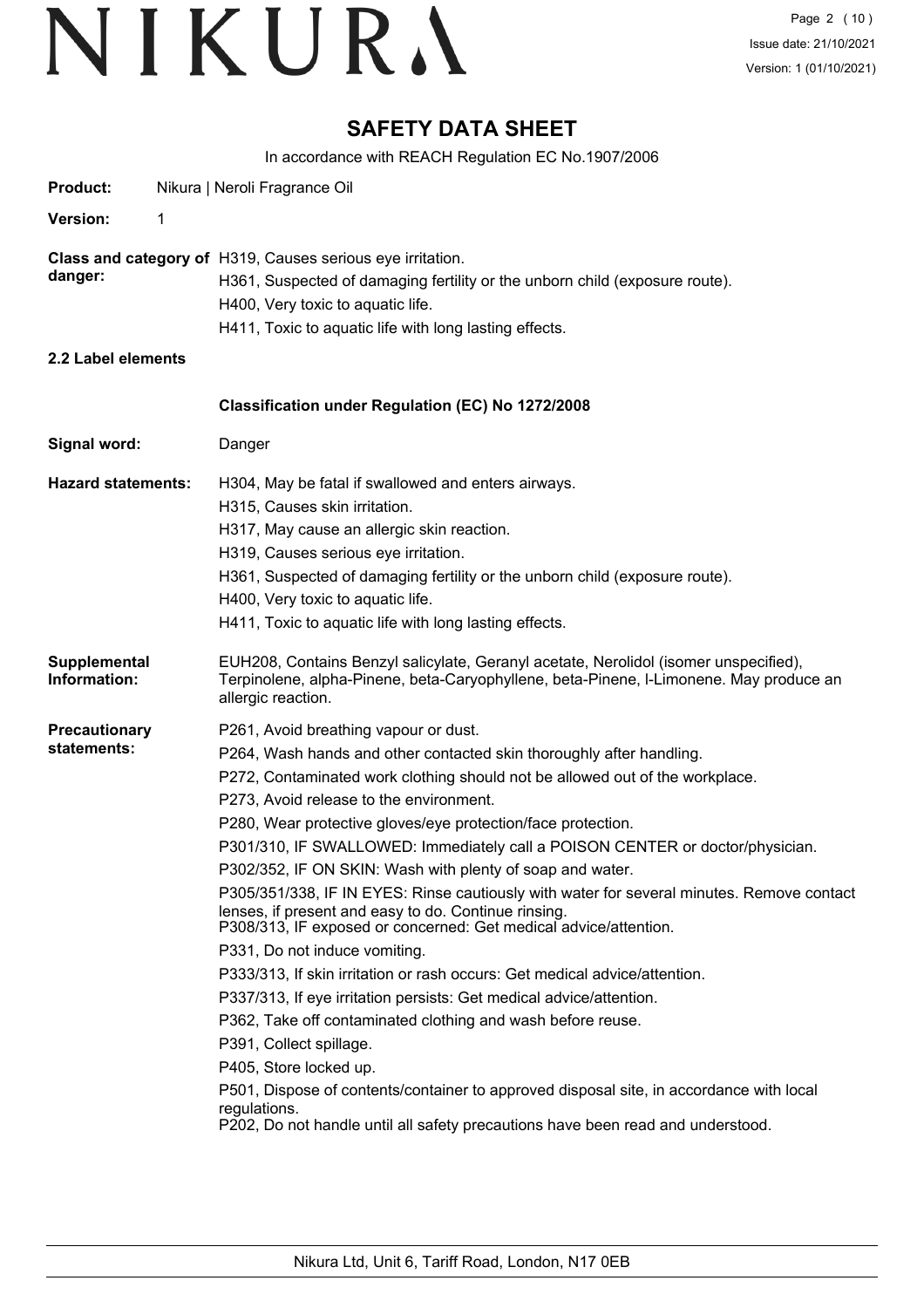# SAFETY DATA SHEET

In accordance with REACH Regulation EC No.1907/2006

**Product:** Nikura | Neroli Fragrance Oil

**Version:** 1

**Class and category of danger:**
H319, Causes serious eye irritation.
H361, Suspected of damaging fertility or the unborn child (exposure route).
H400, Very toxic to aquatic life.
H411, Toxic to aquatic life with long lasting effects.

**2.2 Label elements**

**Classification under Regulation (EC) No 1272/2008**

**Signal word:** Danger

**Hazard statements:**
H304, May be fatal if swallowed and enters airways.
H315, Causes skin irritation.
H317, May cause an allergic skin reaction.
H319, Causes serious eye irritation.
H361, Suspected of damaging fertility or the unborn child (exposure route).
H400, Very toxic to aquatic life.
H411, Toxic to aquatic life with long lasting effects.

**Supplemental Information:** EUH208, Contains Benzyl salicylate, Geranyl acetate, Nerolidol (isomer unspecified), Terpinolene, alpha-Pinene, beta-Caryophyllene, beta-Pinene, l-Limonene. May produce an allergic reaction.

**Precautionary statements:**
P261, Avoid breathing vapour or dust.
P264, Wash hands and other contacted skin thoroughly after handling.
P272, Contaminated work clothing should not be allowed out of the workplace.
P273, Avoid release to the environment.
P280, Wear protective gloves/eye protection/face protection.
P301/310, IF SWALLOWED: Immediately call a POISON CENTER or doctor/physician.
P302/352, IF ON SKIN: Wash with plenty of soap and water.
P305/351/338, IF IN EYES: Rinse cautiously with water for several minutes. Remove contact lenses, if present and easy to do. Continue rinsing.
P308/313, IF exposed or concerned: Get medical advice/attention.
P331, Do not induce vomiting.
P333/313, If skin irritation or rash occurs: Get medical advice/attention.
P337/313, If eye irritation persists: Get medical advice/attention.
P362, Take off contaminated clothing and wash before reuse.
P391, Collect spillage.
P405, Store locked up.
P501, Dispose of contents/container to approved disposal site, in accordance with local regulations.
P202, Do not handle until all safety precautions have been read and understood.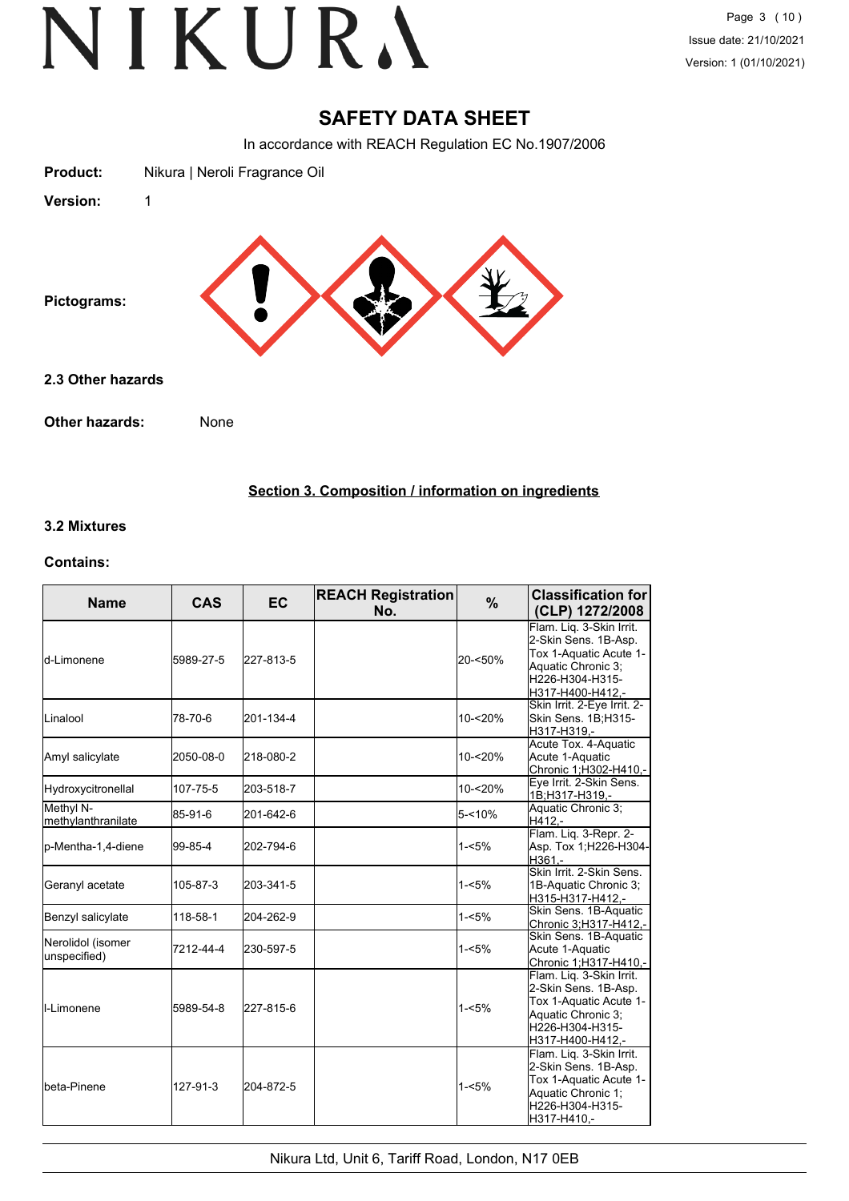# SAFETY DATA SHEET

In accordance with REACH Regulation EC No.1907/2006

**Product:** Nikura | Neroli Fragrance Oil

**Version:** 1

**Pictograms:**

### 2.3 Other hazards

**Other hazards:** None

## Section 3. Composition / information on ingredients

### 3.2 Mixtures

**Contains:**

| Name | CAS | EC | REACH Registration No. | % | Classification for (CLP) 1272/2008 |
|---|---|---|---|---|---|
| d-Limonene | 5989-27-5 | 227-813-5 | | 20-<50% | Flam. Liq. 3-Skin Irrit. 2-Skin Sens. 1B-Asp. Tox 1-Aquatic Acute 1-Aquatic Chronic 3;H226-H304-H315-H317-H400-H412,- |
| Linalool | 78-70-6 | 201-134-4 | | 10-<20% | Skin Irrit. 2-Eye Irrit. 2-Skin Sens. 1B;H315-H317-H319,- |
| Amyl salicylate | 2050-08-0 | 218-080-2 | | 10-<20% | Acute Tox. 4-Aquatic Acute 1-Aquatic Chronic 1;H302-H410,- |
| Hydroxycitronellal | 107-75-5 | 203-518-7 | | 10-<20% | Eye Irrit. 2-Skin Sens. 1B;H317-H319,- |
| Methyl N-methylanthranilate | 85-91-6 | 201-642-6 | | 5-<10% | Aquatic Chronic 3;H412,- |
| p-Mentha-1,4-diene | 99-85-4 | 202-794-6 | | 1-<5% | Flam. Liq. 3-Repr. 2-Asp. Tox 1;H226-H304-H361,- |
| Geranyl acetate | 105-87-3 | 203-341-5 | | 1-<5% | Skin Irrit. 2-Skin Sens. 1B-Aquatic Chronic 3;H315-H317-H412,- |
| Benzyl salicylate | 118-58-1 | 204-262-9 | | 1-<5% | Skin Sens. 1B-Aquatic Chronic 3;H317-H412,- |
| Nerolidol (isomer unspecified) | 7212-44-4 | 230-597-5 | | 1-<5% | Skin Sens. 1B-Aquatic Acute 1-Aquatic Chronic 1;H317-H410,- |
| l-Limonene | 5989-54-8 | 227-815-6 | | 1-<5% | Flam. Liq. 3-Skin Irrit. 2-Skin Sens. 1B-Asp. Tox 1-Aquatic Acute 1-Aquatic Chronic 3;H226-H304-H315-H317-H400-H412,- |
| beta-Pinene | 127-91-3 | 204-872-5 | | 1-<5% | Flam. Liq. 3-Skin Irrit. 2-Skin Sens. 1B-Asp. Tox 1-Aquatic Acute 1-Aquatic Chronic 1;H226-H304-H315-H317-H410,- |

Nikura Ltd, Unit 6, Tariff Road, London, N17 0EB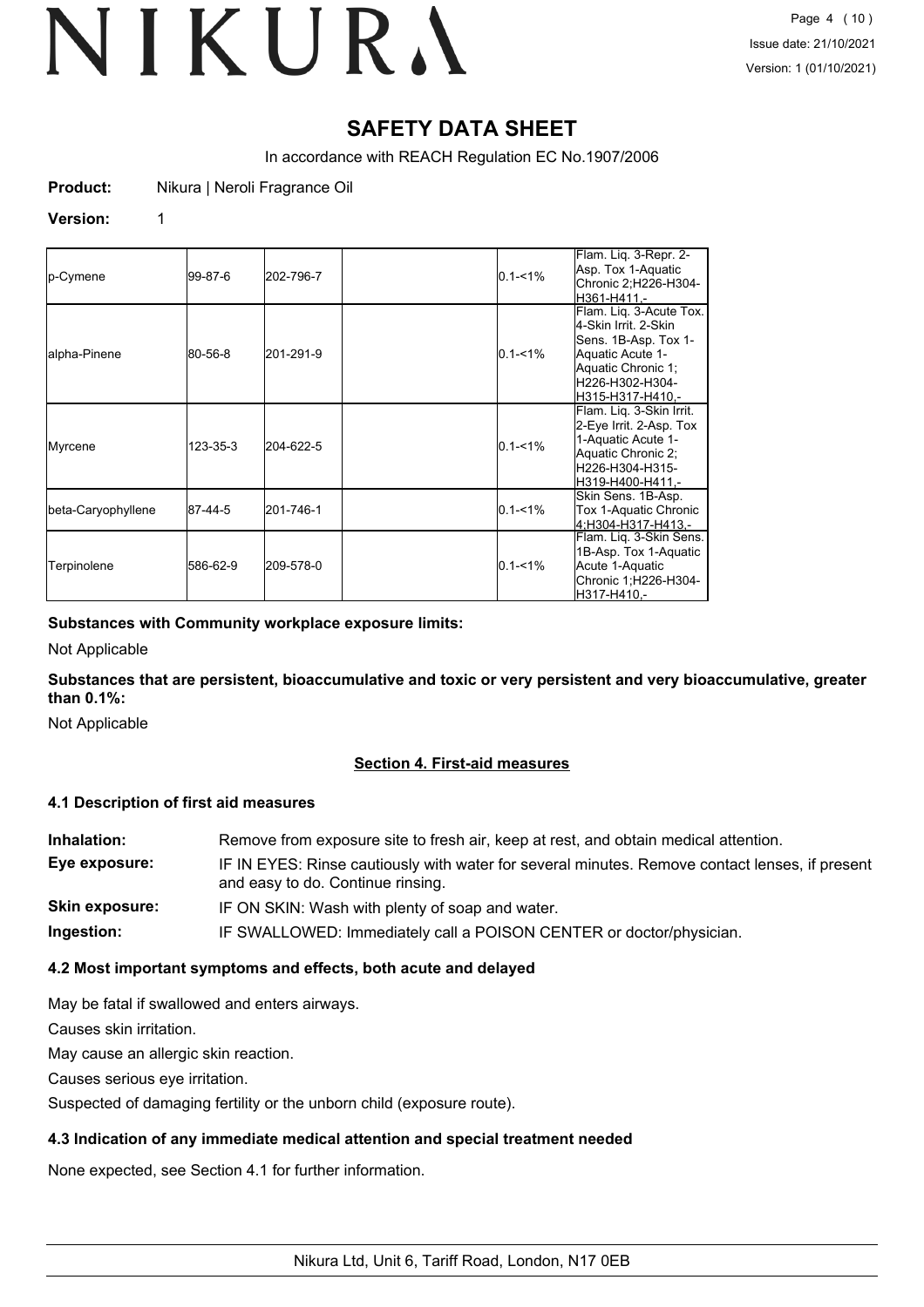# SAFETY DATA SHEET

In accordance with REACH Regulation EC No.1907/2006

**Product:** Nikura | Neroli Fragrance Oil

**Version:** 1

| | | | | | |
|---|---|---|---|---|---|
| p-Cymene | 99-87-6 | 202-796-7 | | 0.1-<1% | Flam. Liq. 3-Repr. 2-Asp. Tox 1-Aquatic Chronic 2;H226-H304-H361-H411,- |
| alpha-Pinene | 80-56-8 | 201-291-9 | | 0.1-<1% | Flam. Liq. 3-Acute Tox. 4-Skin Irrit. 2-Skin Sens. 1B-Asp. Tox 1-Aquatic Acute 1-Aquatic Chronic 1; H226-H302-H304-H315-H317-H410,- |
| Myrcene | 123-35-3 | 204-622-5 | | 0.1-<1% | Flam. Liq. 3-Skin Irrit. 2-Eye Irrit. 2-Asp. Tox 1-Aquatic Acute 1-Aquatic Chronic 2; H226-H304-H315-H319-H400-H411,- |
| beta-Caryophyllene | 87-44-5 | 201-746-1 | | 0.1-<1% | Skin Sens. 1B-Asp. Tox 1-Aquatic Chronic 4;H304-H317-H413,- |
| Terpinolene | 586-62-9 | 209-578-0 | | 0.1-<1% | Flam. Liq. 3-Skin Sens. 1B-Asp. Tox 1-Aquatic Acute 1-Aquatic Chronic 1;H226-H304-H317-H410,- |

**Substances with Community workplace exposure limits:**

Not Applicable

**Substances that are persistent, bioaccumulative and toxic or very persistent and very bioaccumulative, greater than 0.1%:**

Not Applicable

## Section 4. First-aid measures

### 4.1 Description of first aid measures

**Inhalation:** Remove from exposure site to fresh air, keep at rest, and obtain medical attention.

**Eye exposure:** IF IN EYES: Rinse cautiously with water for several minutes. Remove contact lenses, if present and easy to do. Continue rinsing.

**Skin exposure:** IF ON SKIN: Wash with plenty of soap and water.

**Ingestion:** IF SWALLOWED: Immediately call a POISON CENTER or doctor/physician.

### 4.2 Most important symptoms and effects, both acute and delayed

May be fatal if swallowed and enters airways.

Causes skin irritation.

May cause an allergic skin reaction.

Causes serious eye irritation.

Suspected of damaging fertility or the unborn child (exposure route).

### 4.3 Indication of any immediate medical attention and special treatment needed

None expected, see Section 4.1 for further information.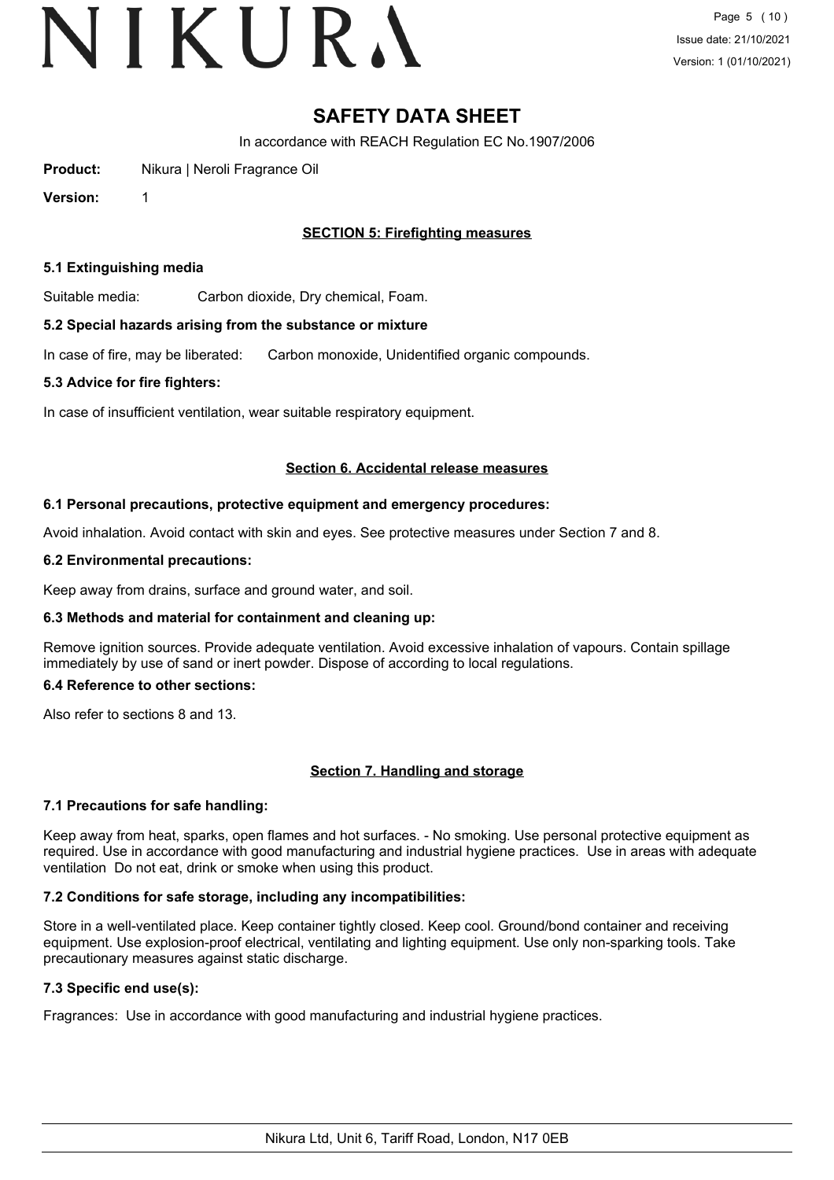# SAFETY DATA SHEET

In accordance with REACH Regulation EC No.1907/2006

**Product:** Nikura | Neroli Fragrance Oil

**Version:** 1

## SECTION 5: Firefighting measures

### 5.1 Extinguishing media

Suitable media: Carbon dioxide, Dry chemical, Foam.

### 5.2 Special hazards arising from the substance or mixture

In case of fire, may be liberated: Carbon monoxide, Unidentified organic compounds.

### 5.3 Advice for fire fighters:

In case of insufficient ventilation, wear suitable respiratory equipment.

## Section 6. Accidental release measures

### 6.1 Personal precautions, protective equipment and emergency procedures:

Avoid inhalation. Avoid contact with skin and eyes. See protective measures under Section 7 and 8.

### 6.2 Environmental precautions:

Keep away from drains, surface and ground water, and soil.

### 6.3 Methods and material for containment and cleaning up:

Remove ignition sources. Provide adequate ventilation. Avoid excessive inhalation of vapours. Contain spillage immediately by use of sand or inert powder. Dispose of according to local regulations.

### 6.4 Reference to other sections:

Also refer to sections 8 and 13.

## Section 7. Handling and storage

### 7.1 Precautions for safe handling:

Keep away from heat, sparks, open flames and hot surfaces. - No smoking. Use personal protective equipment as required. Use in accordance with good manufacturing and industrial hygiene practices. Use in areas with adequate ventilation Do not eat, drink or smoke when using this product.

### 7.2 Conditions for safe storage, including any incompatibilities:

Store in a well-ventilated place. Keep container tightly closed. Keep cool. Ground/bond container and receiving equipment. Use explosion-proof electrical, ventilating and lighting equipment. Use only non-sparking tools. Take precautionary measures against static discharge.

### 7.3 Specific end use(s):

Fragrances: Use in accordance with good manufacturing and industrial hygiene practices.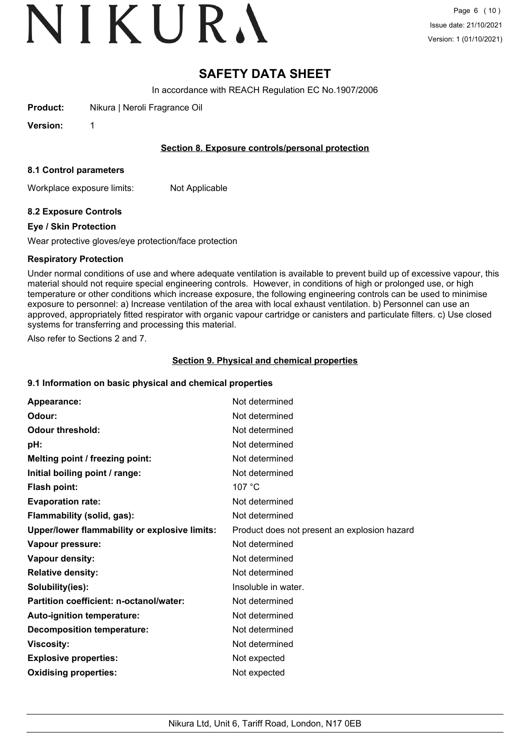# SAFETY DATA SHEET

In accordance with REACH Regulation EC No.1907/2006

**Product:** Nikura | Neroli Fragrance Oil

**Version:** 1

## Section 8. Exposure controls/personal protection

### 8.1 Control parameters

Workplace exposure limits: Not Applicable

### 8.2 Exposure Controls

**Eye / Skin Protection**

Wear protective gloves/eye protection/face protection

**Respiratory Protection**

Under normal conditions of use and where adequate ventilation is available to prevent build up of excessive vapour, this material should not require special engineering controls. However, in conditions of high or prolonged use, or high temperature or other conditions which increase exposure, the following engineering controls can be used to minimise exposure to personnel: a) Increase ventilation of the area with local exhaust ventilation. b) Personnel can use an approved, appropriately fitted respirator with organic vapour cartridge or canisters and particulate filters. c) Use closed systems for transferring and processing this material.

Also refer to Sections 2 and 7.

## Section 9. Physical and chemical properties

### 9.1 Information on basic physical and chemical properties

| | |
|---|---|
| **Appearance:** | Not determined |
| **Odour:** | Not determined |
| **Odour threshold:** | Not determined |
| **pH:** | Not determined |
| **Melting point / freezing point:** | Not determined |
| **Initial boiling point / range:** | Not determined |
| **Flash point:** | 107 °C |
| **Evaporation rate:** | Not determined |
| **Flammability (solid, gas):** | Not determined |
| **Upper/lower flammability or explosive limits:** | Product does not present an explosion hazard |
| **Vapour pressure:** | Not determined |
| **Vapour density:** | Not determined |
| **Relative density:** | Not determined |
| **Solubility(ies):** | Insoluble in water. |
| **Partition coefficient: n-octanol/water:** | Not determined |
| **Auto-ignition temperature:** | Not determined |
| **Decomposition temperature:** | Not determined |
| **Viscosity:** | Not determined |
| **Explosive properties:** | Not expected |
| **Oxidising properties:** | Not expected |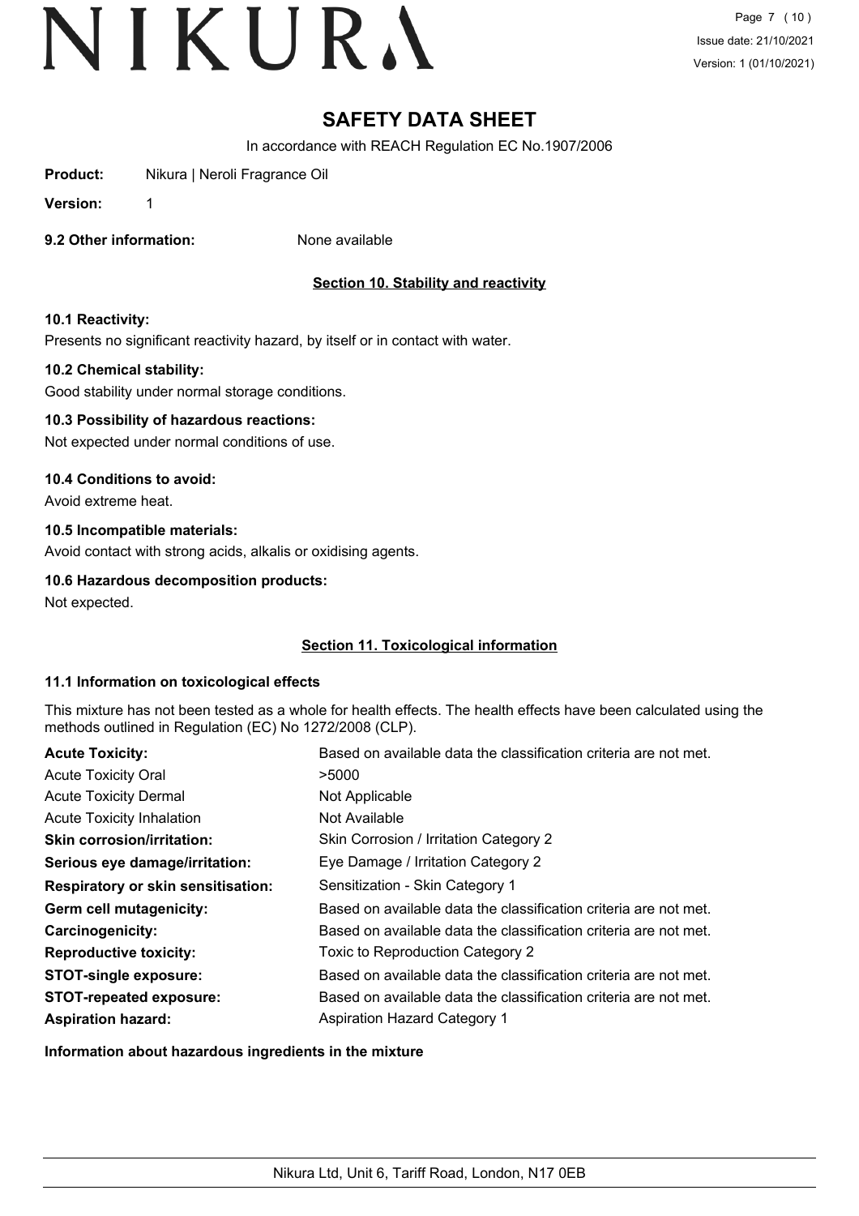# SAFETY DATA SHEET

In accordance with REACH Regulation EC No.1907/2006

**Product:** Nikura | Neroli Fragrance Oil

**Version:** 1

**9.2 Other information:** None available

## Section 10. Stability and reactivity

### 10.1 Reactivity:

Presents no significant reactivity hazard, by itself or in contact with water.

### 10.2 Chemical stability:

Good stability under normal storage conditions.

### 10.3 Possibility of hazardous reactions:

Not expected under normal conditions of use.

### 10.4 Conditions to avoid:

Avoid extreme heat.

### 10.5 Incompatible materials:

Avoid contact with strong acids, alkalis or oxidising agents.

### 10.6 Hazardous decomposition products:

Not expected.

## Section 11. Toxicological information

### 11.1 Information on toxicological effects

This mixture has not been tested as a whole for health effects. The health effects have been calculated using the methods outlined in Regulation (EC) No 1272/2008 (CLP).

| | |
|---|---|
| **Acute Toxicity:** | Based on available data the classification criteria are not met. |
| Acute Toxicity Oral | >5000 |
| Acute Toxicity Dermal | Not Applicable |
| Acute Toxicity Inhalation | Not Available |
| **Skin corrosion/irritation:** | Skin Corrosion / Irritation Category 2 |
| **Serious eye damage/irritation:** | Eye Damage / Irritation Category 2 |
| **Respiratory or skin sensitisation:** | Sensitization - Skin Category 1 |
| **Germ cell mutagenicity:** | Based on available data the classification criteria are not met. |
| **Carcinogenicity:** | Based on available data the classification criteria are not met. |
| **Reproductive toxicity:** | Toxic to Reproduction Category 2 |
| **STOT-single exposure:** | Based on available data the classification criteria are not met. |
| **STOT-repeated exposure:** | Based on available data the classification criteria are not met. |
| **Aspiration hazard:** | Aspiration Hazard Category 1 |

**Information about hazardous ingredients in the mixture**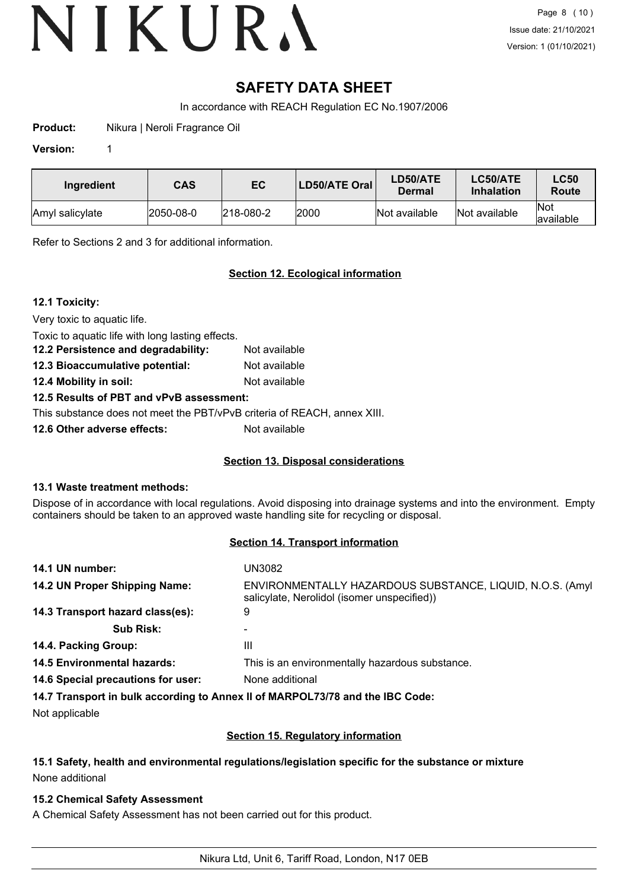# SAFETY DATA SHEET

In accordance with REACH Regulation EC No.1907/2006

**Product:** Nikura | Neroli Fragrance Oil

**Version:** 1

| Ingredient | CAS | EC | LD50/ATE Oral | LD50/ATE Dermal | LC50/ATE Inhalation | LC50 Route |
|---|---|---|---|---|---|---|
| Amyl salicylate | 2050-08-0 | 218-080-2 | 2000 | Not available | Not available | Not available |

Refer to Sections 2 and 3 for additional information.

## Section 12. Ecological information

**12.1 Toxicity:**

Very toxic to aquatic life.

Toxic to aquatic life with long lasting effects.

**12.2 Persistence and degradability:** Not available

**12.3 Bioaccumulative potential:** Not available

**12.4 Mobility in soil:** Not available

**12.5 Results of PBT and vPvB assessment:**

This substance does not meet the PBT/vPvB criteria of REACH, annex XIII.

**12.6 Other adverse effects:** Not available

## Section 13. Disposal considerations

**13.1 Waste treatment methods:**

Dispose of in accordance with local regulations. Avoid disposing into drainage systems and into the environment. Empty containers should be taken to an approved waste handling site for recycling or disposal.

## Section 14. Transport information

**14.1 UN number:** UN3082

**14.2 UN Proper Shipping Name:** ENVIRONMENTALLY HAZARDOUS SUBSTANCE, LIQUID, N.O.S. (Amyl salicylate, Nerolidol (isomer unspecified))

**14.3 Transport hazard class(es):** 9

**Sub Risk:** -

**14.4. Packing Group:** III

**14.5 Environmental hazards:** This is an environmentally hazardous substance.

**14.6 Special precautions for user:** None additional

**14.7 Transport in bulk according to Annex II of MARPOL73/78 and the IBC Code:**

Not applicable

## Section 15. Regulatory information

**15.1 Safety, health and environmental regulations/legislation specific for the substance or mixture**

None additional

**15.2 Chemical Safety Assessment**

A Chemical Safety Assessment has not been carried out for this product.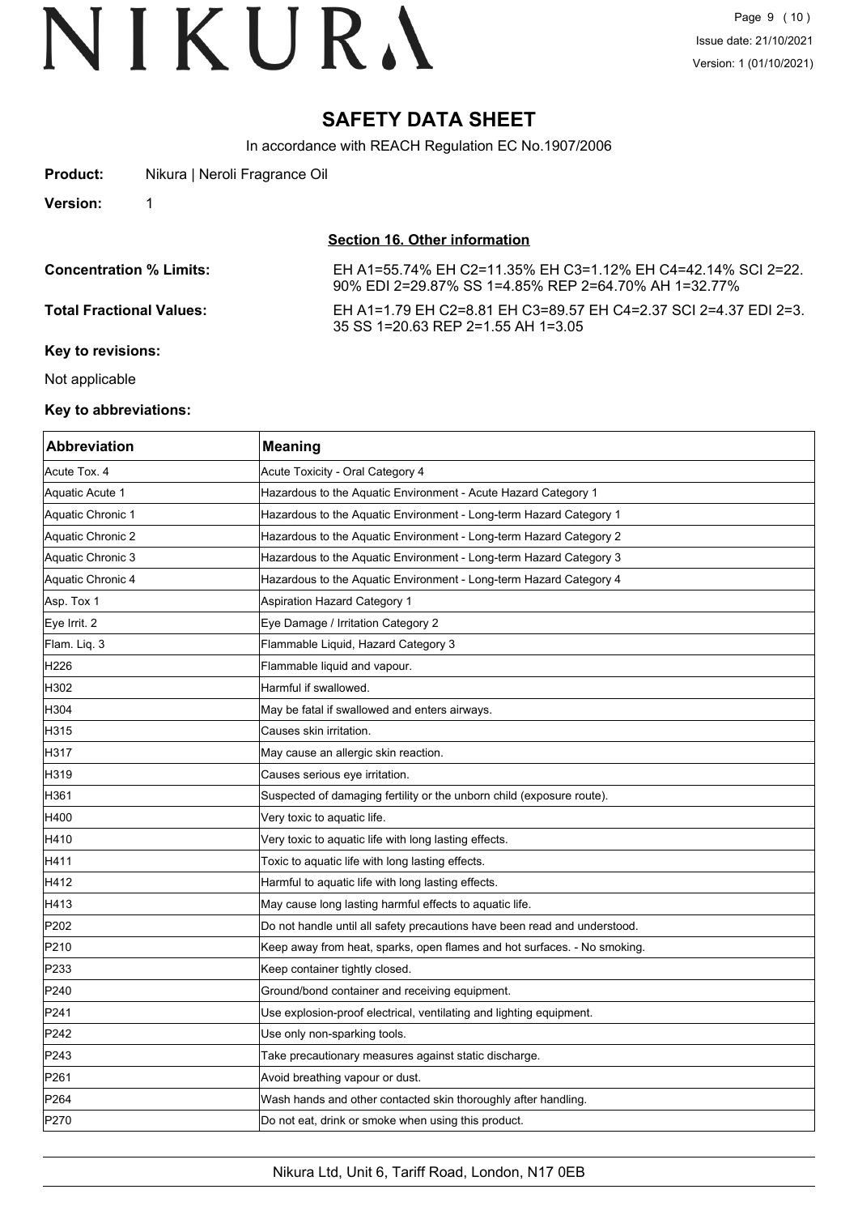# SAFETY DATA SHEET

In accordance with REACH Regulation EC No.1907/2006

**Product:** Nikura | Neroli Fragrance Oil

**Version:** 1

## Section 16. Other information

**Concentration % Limits:** EH A1=55.74% EH C2=11.35% EH C3=1.12% EH C4=42.14% SCI 2=22.90% EDI 2=29.87% SS 1=4.85% REP 2=64.70% AH 1=32.77%

**Total Fractional Values:** EH A1=1.79 EH C2=8.81 EH C3=89.57 EH C4=2.37 SCI 2=4.37 EDI 2=3.35 SS 1=20.63 REP 2=1.55 AH 1=3.05

**Key to revisions:**

Not applicable

**Key to abbreviations:**

| Abbreviation | Meaning |
|---|---|
| Acute Tox. 4 | Acute Toxicity - Oral Category 4 |
| Aquatic Acute 1 | Hazardous to the Aquatic Environment - Acute Hazard Category 1 |
| Aquatic Chronic 1 | Hazardous to the Aquatic Environment - Long-term Hazard Category 1 |
| Aquatic Chronic 2 | Hazardous to the Aquatic Environment - Long-term Hazard Category 2 |
| Aquatic Chronic 3 | Hazardous to the Aquatic Environment - Long-term Hazard Category 3 |
| Aquatic Chronic 4 | Hazardous to the Aquatic Environment - Long-term Hazard Category 4 |
| Asp. Tox 1 | Aspiration Hazard Category 1 |
| Eye Irrit. 2 | Eye Damage / Irritation Category 2 |
| Flam. Liq. 3 | Flammable Liquid, Hazard Category 3 |
| H226 | Flammable liquid and vapour. |
| H302 | Harmful if swallowed. |
| H304 | May be fatal if swallowed and enters airways. |
| H315 | Causes skin irritation. |
| H317 | May cause an allergic skin reaction. |
| H319 | Causes serious eye irritation. |
| H361 | Suspected of damaging fertility or the unborn child (exposure route). |
| H400 | Very toxic to aquatic life. |
| H410 | Very toxic to aquatic life with long lasting effects. |
| H411 | Toxic to aquatic life with long lasting effects. |
| H412 | Harmful to aquatic life with long lasting effects. |
| H413 | May cause long lasting harmful effects to aquatic life. |
| P202 | Do not handle until all safety precautions have been read and understood. |
| P210 | Keep away from heat, sparks, open flames and hot surfaces. - No smoking. |
| P233 | Keep container tightly closed. |
| P240 | Ground/bond container and receiving equipment. |
| P241 | Use explosion-proof electrical, ventilating and lighting equipment. |
| P242 | Use only non-sparking tools. |
| P243 | Take precautionary measures against static discharge. |
| P261 | Avoid breathing vapour or dust. |
| P264 | Wash hands and other contacted skin thoroughly after handling. |
| P270 | Do not eat, drink or smoke when using this product. |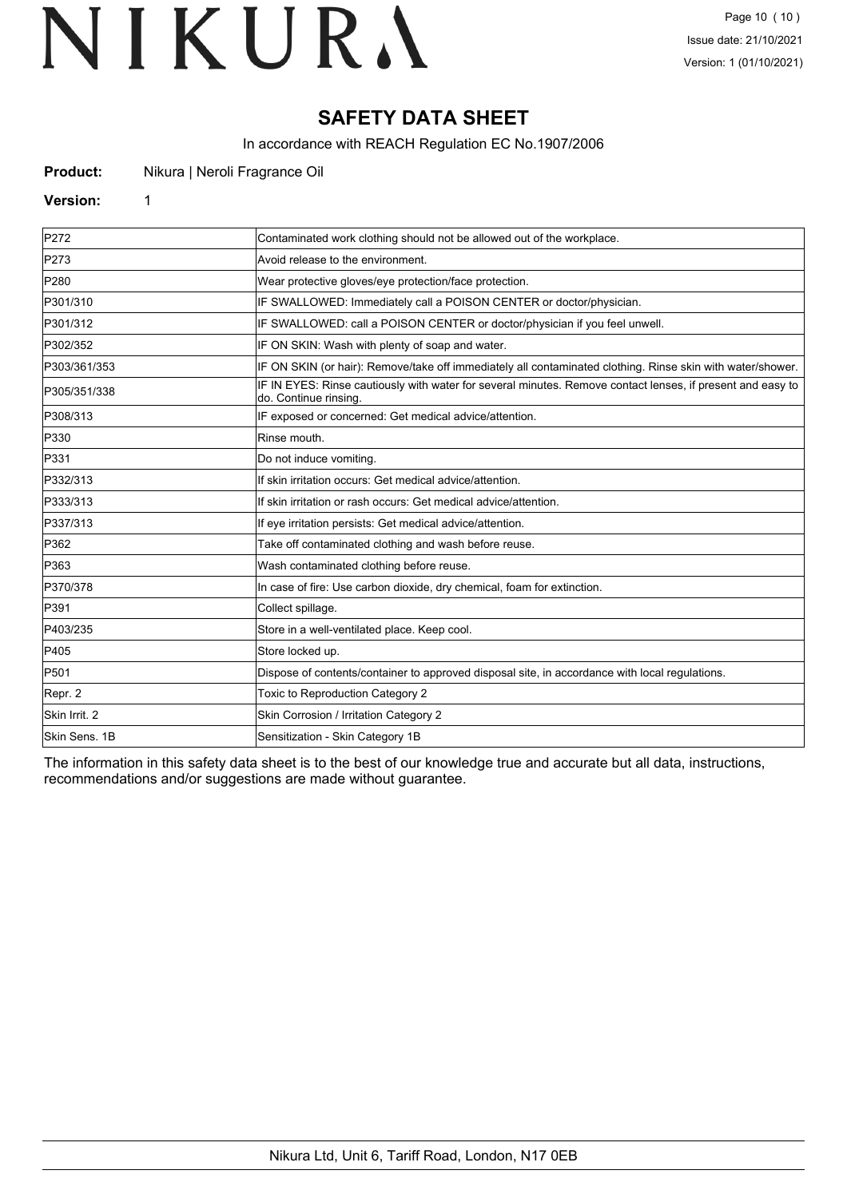# SAFETY DATA SHEET

In accordance with REACH Regulation EC No.1907/2006

**Product:** Nikura | Neroli Fragrance Oil

**Version:** 1

| | |
|---|---|
| P272 | Contaminated work clothing should not be allowed out of the workplace. |
| P273 | Avoid release to the environment. |
| P280 | Wear protective gloves/eye protection/face protection. |
| P301/310 | IF SWALLOWED: Immediately call a POISON CENTER or doctor/physician. |
| P301/312 | IF SWALLOWED: call a POISON CENTER or doctor/physician if you feel unwell. |
| P302/352 | IF ON SKIN: Wash with plenty of soap and water. |
| P303/361/353 | IF ON SKIN (or hair): Remove/take off immediately all contaminated clothing. Rinse skin with water/shower. |
| P305/351/338 | IF IN EYES: Rinse cautiously with water for several minutes. Remove contact lenses, if present and easy to do. Continue rinsing. |
| P308/313 | IF exposed or concerned: Get medical advice/attention. |
| P330 | Rinse mouth. |
| P331 | Do not induce vomiting. |
| P332/313 | If skin irritation occurs: Get medical advice/attention. |
| P333/313 | If skin irritation or rash occurs: Get medical advice/attention. |
| P337/313 | If eye irritation persists: Get medical advice/attention. |
| P362 | Take off contaminated clothing and wash before reuse. |
| P363 | Wash contaminated clothing before reuse. |
| P370/378 | In case of fire: Use carbon dioxide, dry chemical, foam for extinction. |
| P391 | Collect spillage. |
| P403/235 | Store in a well-ventilated place. Keep cool. |
| P405 | Store locked up. |
| P501 | Dispose of contents/container to approved disposal site, in accordance with local regulations. |
| Repr. 2 | Toxic to Reproduction Category 2 |
| Skin Irrit. 2 | Skin Corrosion / Irritation Category 2 |
| Skin Sens. 1B | Sensitization - Skin Category 1B |

The information in this safety data sheet is to the best of our knowledge true and accurate but all data, instructions, recommendations and/or suggestions are made without guarantee.

Nikura Ltd, Unit 6, Tariff Road, London, N17 0EB